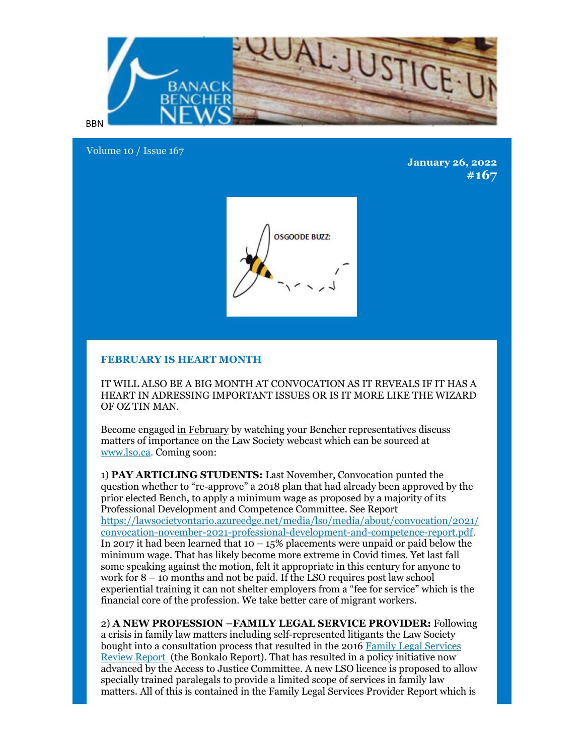BBN

Volume 10 / Issue 167

**January 26, 2022**
**#167**

OSGOODE BUZZ:

### FEBRUARY IS HEART MONTH

IT WILL ALSO BE A BIG MONTH AT CONVOCATION AS IT REVEALS IF IT HAS A HEART IN ADRESSING IMPORTANT ISSUES OR IS IT MORE LIKE THE WIZARD OF OZ TIN MAN.

Become engaged in February by watching your Bencher representatives discuss matters of importance on the Law Society webcast which can be sourced at [www.lso.ca](http://www.lso.ca). Coming soon:

1) **PAY ARTICLING STUDENTS:** Last November, Convocation punted the question whether to "re-approve" a 2018 plan that had already been approved by the prior elected Bench, to apply a minimum wage as proposed by a majority of its Professional Development and Competence Committee. See Report [https://lawsocietyontario.azureedge.net/media/lso/media/about/convocation/2021/convocation-november-2021-professional-development-and-competence-report.pdf](https://lawsocietyontario.azureedge.net/media/lso/media/about/convocation/2021/convocation-november-2021-professional-development-and-competence-report.pdf). In 2017 it had been learned that 10 – 15% placements were unpaid or paid below the minimum wage. That has likely become more extreme in Covid times. Yet last fall some speaking against the motion, felt it appropriate in this century for anyone to work for 8 – 10 months and not be paid. If the LSO requires post law school experiential training it can not shelter employers from a "fee for service" which is the financial core of the profession. We take better care of migrant workers.

2) **A NEW PROFESSION –FAMILY LEGAL SERVICE PROVIDER:** Following a crisis in family law matters including self-represented litigants the Law Society bought into a consultation process that resulted in the 2016 Family Legal Services Review Report (the Bonkalo Report). That has resulted in a policy initiative now advanced by the Access to Justice Committee. A new LSO licence is proposed to allow specially trained paralegals to provide a limited scope of services in family law matters. All of this is contained in the Family Legal Services Provider Report which is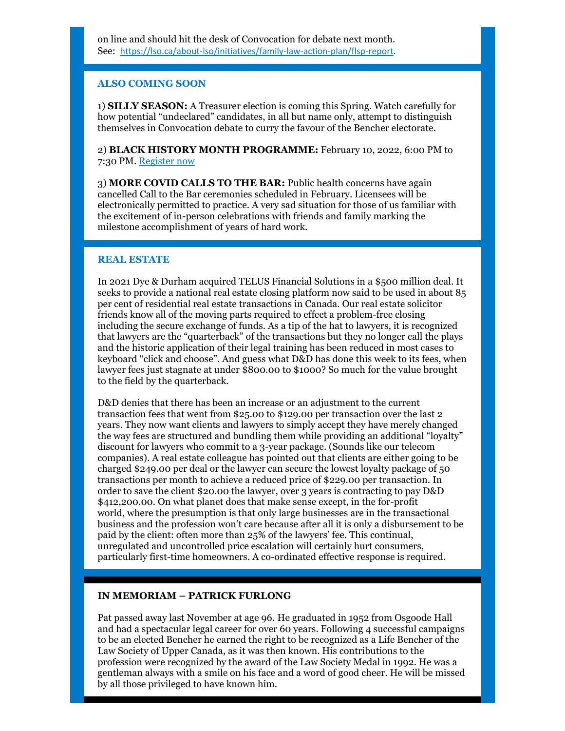on line and should hit the desk of Convocation for debate next month. See: https://lso.ca/about-lso/initiatives/family-law-action-plan/flsp-report.

## ALSO COMING SOON

1) **SILLY SEASON:** A Treasurer election is coming this Spring. Watch carefully for how potential "undeclared" candidates, in all but name only, attempt to distinguish themselves in Convocation debate to curry the favour of the Bencher electorate.

2) **BLACK HISTORY MONTH PROGRAMME:** February 10, 2022, 6:00 PM to 7:30 PM. Register now

3) **MORE COVID CALLS TO THE BAR:** Public health concerns have again cancelled Call to the Bar ceremonies scheduled in February. Licensees will be electronically permitted to practice. A very sad situation for those of us familiar with the excitement of in-person celebrations with friends and family marking the milestone accomplishment of years of hard work.

## REAL ESTATE

In 2021 Dye & Durham acquired TELUS Financial Solutions in a $500 million deal. It seeks to provide a national real estate closing platform now said to be used in about 85 per cent of residential real estate transactions in Canada. Our real estate solicitor friends know all of the moving parts required to effect a problem-free closing including the secure exchange of funds. As a tip of the hat to lawyers, it is recognized that lawyers are the "quarterback" of the transactions but they no longer call the plays and the historic application of their legal training has been reduced in most cases to keyboard "click and choose". And guess what D&D has done this week to its fees, when lawyer fees just stagnate at under $800.00 to $1000? So much for the value brought to the field by the quarterback.

D&D denies that there has been an increase or an adjustment to the current transaction fees that went from $25.00 to $129.00 per transaction over the last 2 years. They now want clients and lawyers to simply accept they have merely changed the way fees are structured and bundling them while providing an additional "loyalty" discount for lawyers who commit to a 3-year package. (Sounds like our telecom companies). A real estate colleague has pointed out that clients are either going to be charged $249.00 per deal or the lawyer can secure the lowest loyalty package of 50 transactions per month to achieve a reduced price of $229.00 per transaction. In order to save the client $20.00 the lawyer, over 3 years is contracting to pay D&D $412,200.00. On what planet does that make sense except, in the for-profit world, where the presumption is that only large businesses are in the transactional business and the profession won't care because after all it is only a disbursement to be paid by the client: often more than 25% of the lawyers' fee. This continual, unregulated and uncontrolled price escalation will certainly hurt consumers, particularly first-time homeowners. A co-ordinated effective response is required.

## IN MEMORIAM – PATRICK FURLONG

Pat passed away last November at age 96. He graduated in 1952 from Osgoode Hall and had a spectacular legal career for over 60 years. Following 4 successful campaigns to be an elected Bencher he earned the right to be recognized as a Life Bencher of the Law Society of Upper Canada, as it was then known. His contributions to the profession were recognized by the award of the Law Society Medal in 1992. He was a gentleman always with a smile on his face and a word of good cheer. He will be missed by all those privileged to have known him.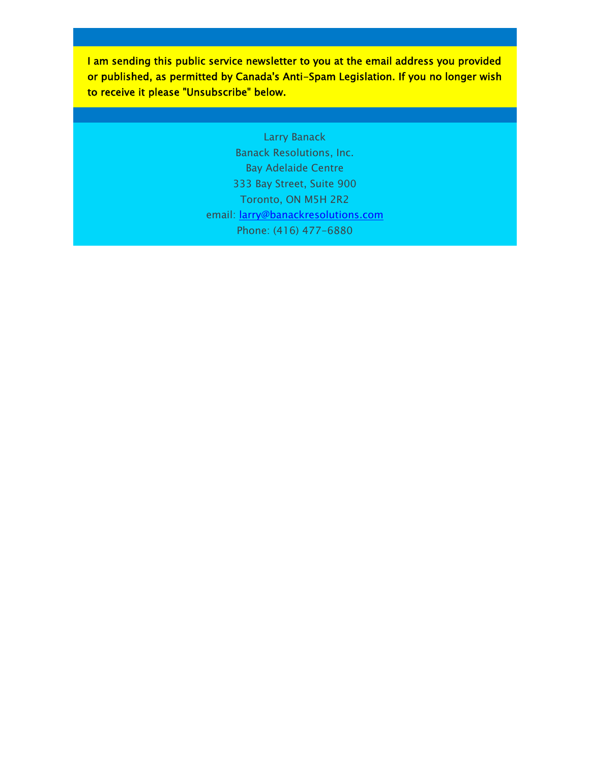**I am sending this public service newsletter to you at the email address you provided or published, as permitted by Canada's Anti-Spam Legislation. If you no longer wish to receive it please "Unsubscribe" below.**

Larry Banack
Banack Resolutions, Inc.
Bay Adelaide Centre
333 Bay Street, Suite 900
Toronto, ON M5H 2R2
email: larry@banackresolutions.com
Phone: (416) 477-6880